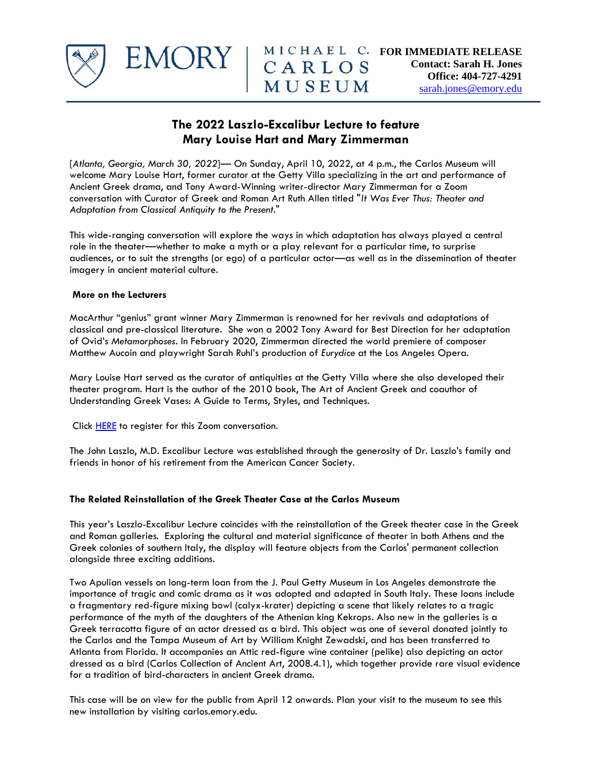EMORY | MICHAEL C. CARLOS MUSEUM

**FOR IMMEDIATE RELEASE**
**Contact: Sarah H. Jones**
**Office: 404-727-4291**
sarah.jones@emory.edu

# The 2022 Laszlo-Excalibur Lecture to feature Mary Louise Hart and Mary Zimmerman

[*Atlanta, Georgia, March 30, 2022*]— On Sunday, April 10, 2022, at 4 p.m., the Carlos Museum will welcome Mary Louise Hart, former curator at the Getty Villa specializing in the art and performance of Ancient Greek drama, and Tony Award-Winning writer-director Mary Zimmerman for a Zoom conversation with Curator of Greek and Roman Art Ruth Allen titled "*It Was Ever Thus: Theater and Adaptation from Classical Antiquity to the Present*."

This wide-ranging conversation will explore the ways in which adaptation has always played a central role in the theater—whether to make a myth or a play relevant for a particular time, to surprise audiences, or to suit the strengths (or ego) of a particular actor—as well as in the dissemination of theater imagery in ancient material culture.

**More on the Lecturers**

MacArthur "genius" grant winner Mary Zimmerman is renowned for her revivals and adaptations of classical and pre-classical literature. She won a 2002 Tony Award for Best Direction for her adaptation of Ovid's *Metamorphoses*. In February 2020, Zimmerman directed the world premiere of composer Matthew Aucoin and playwright Sarah Ruhl's production of *Eurydice* at the Los Angeles Opera.

Mary Louise Hart served as the curator of antiquities at the Getty Villa where she also developed their theater program. Hart is the author of the 2010 book, The Art of Ancient Greek and coauthor of Understanding Greek Vases: A Guide to Terms, Styles, and Techniques.

Click HERE to register for this Zoom conversation.

The John Laszlo, M.D. Excalibur Lecture was established through the generosity of Dr. Laszlo's family and friends in honor of his retirement from the American Cancer Society.

**The Related Reinstallation of the Greek Theater Case at the Carlos Museum**

This year's Laszlo-Excalibur Lecture coincides with the reinstallation of the Greek theater case in the Greek and Roman galleries. Exploring the cultural and material significance of theater in both Athens and the Greek colonies of southern Italy, the display will feature objects from the Carlos' permanent collection alongside three exciting additions.

Two Apulian vessels on long-term loan from the J. Paul Getty Museum in Los Angeles demonstrate the importance of tragic and comic drama as it was adopted and adapted in South Italy. These loans include a fragmentary red-figure mixing bowl (calyx-krater) depicting a scene that likely relates to a tragic performance of the myth of the daughters of the Athenian king Kekrops. Also new in the galleries is a Greek terracotta figure of an actor dressed as a bird. This object was one of several donated jointly to the Carlos and the Tampa Museum of Art by William Knight Zewadski, and has been transferred to Atlanta from Florida. It accompanies an Attic red-figure wine container (pelike) also depicting an actor dressed as a bird (Carlos Collection of Ancient Art, 2008.4.1), which together provide rare visual evidence for a tradition of bird-characters in ancient Greek drama.

This case will be on view for the public from April 12 onwards. Plan your visit to the museum to see this new installation by visiting carlos.emory.edu.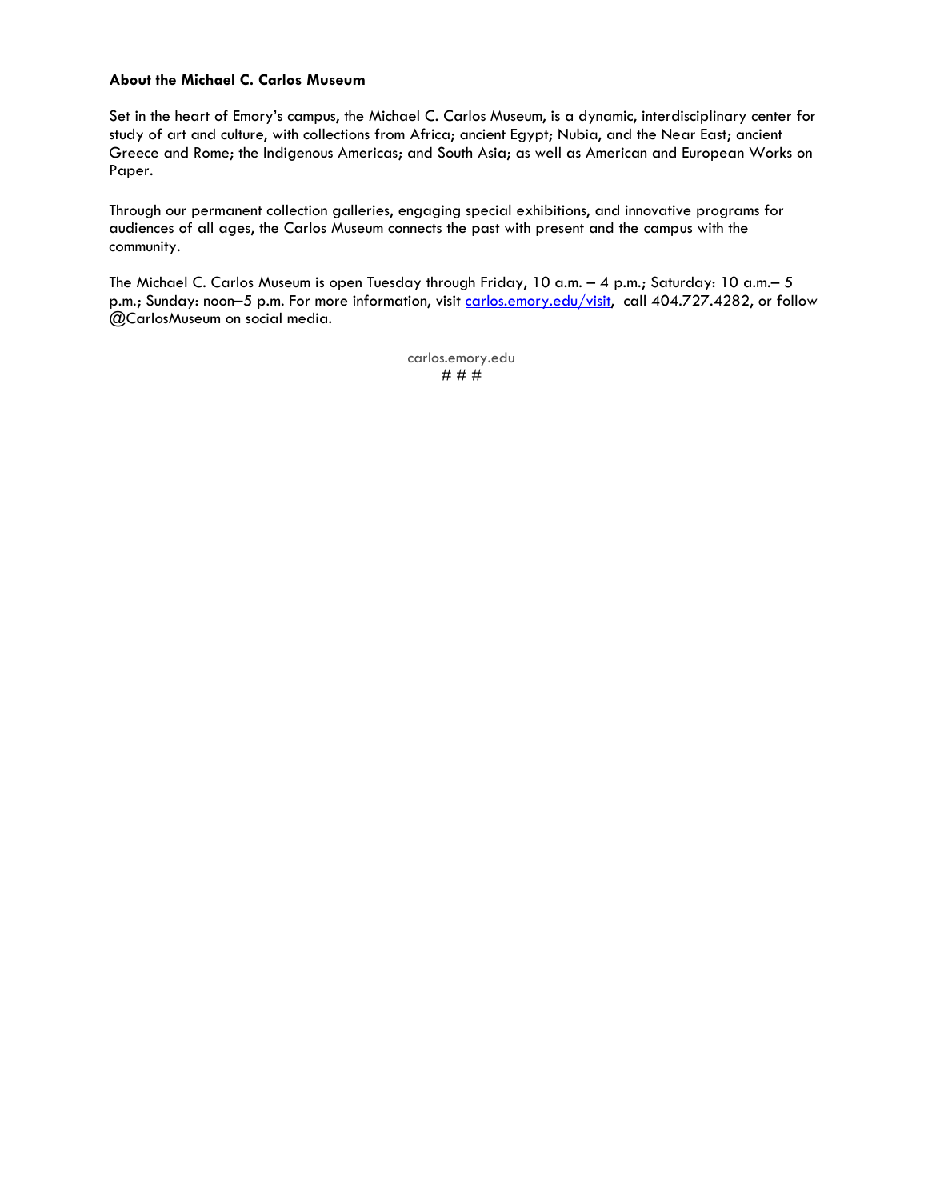**About the Michael C. Carlos Museum**

Set in the heart of Emory's campus, the Michael C. Carlos Museum, is a dynamic, interdisciplinary center for study of art and culture, with collections from Africa; ancient Egypt; Nubia, and the Near East; ancient Greece and Rome; the Indigenous Americas; and South Asia; as well as American and European Works on Paper.

Through our permanent collection galleries, engaging special exhibitions, and innovative programs for audiences of all ages, the Carlos Museum connects the past with present and the campus with the community.

The Michael C. Carlos Museum is open Tuesday through Friday, 10 a.m. – 4 p.m.; Saturday: 10 a.m.– 5 p.m.; Sunday: noon–5 p.m. For more information, visit [carlos.emory.edu/visit](carlos.emory.edu/visit), call 404.727.4282, or follow @CarlosMuseum on social media.

carlos.emory.edu

# # #